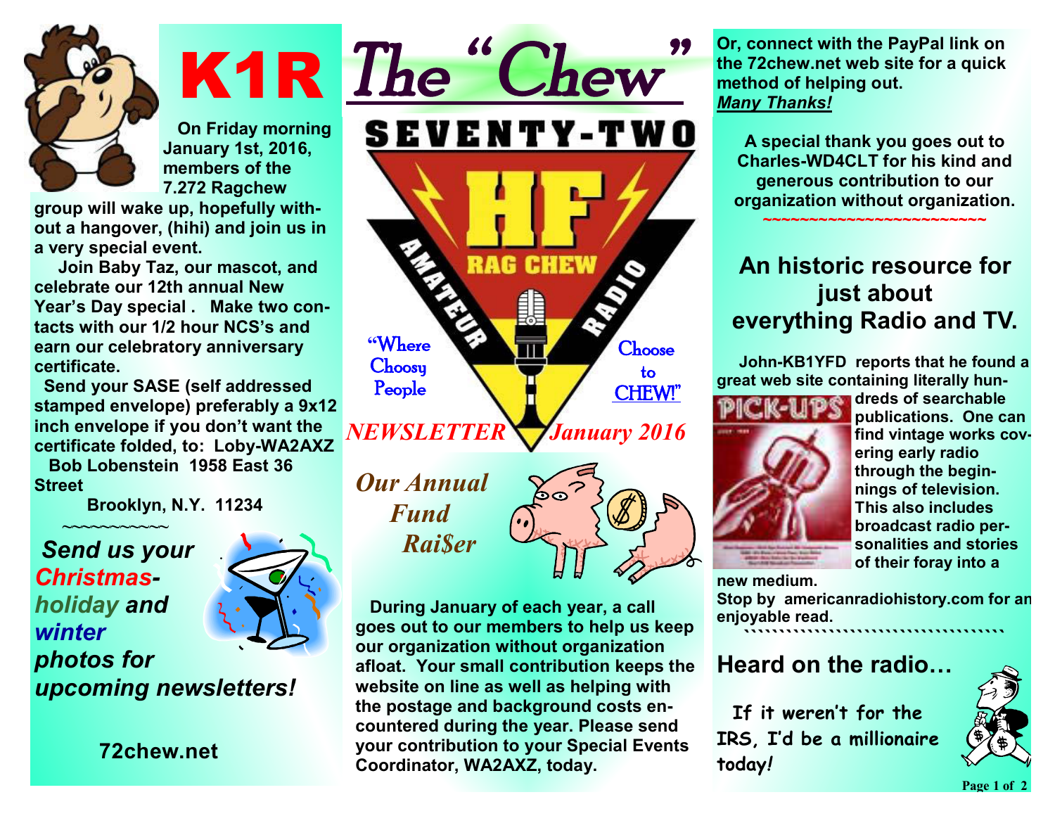# K1R The "Chew"

SEVENTY-TWO HF RAG CHEW AMATEUR RADIO

"Where Choosy People Choose to CHEW!"

*NEWSLETTER January 2016*

On Friday morning January 1st, 2016, members of the 7.272 Ragchew group will wake up, hopefully without a hangover, (hihi) and join us in a very special event.

Join Baby Taz, our mascot, and celebrate our 12th annual New Year's Day special . Make two contacts with our 1/2 hour NCS's and earn our celebratory anniversary certificate.

Send your SASE (self addressed stamped envelope) preferably a 9x12 inch envelope if you don't want the certificate folded, to: Loby-WA2AXZ
Bob Lobenstein 1958 East 36 Street
Brooklyn, N.Y. 11234

~~~~~~~~~~~

***Send us your Christmas-holiday and winter photos for upcoming newsletters!***

**72chew.net**

## *Our Annual Fund Rai$er*

During January of each year, a call goes out to our members to help us keep our organization without organization afloat. Your small contribution keeps the website on line as well as helping with the postage and background costs encountered during the year. Please send your contribution to your Special Events Coordinator, WA2AXZ, today.

Or, connect with the PayPal link on the 72chew.net web site for a quick method of helping out.
***Many Thanks!***

A special thank you goes out to Charles-WD4CLT for his kind and generous contribution to our organization without organization.

~~~~~~~~~~~~~~~~~~~~~~~~

## An historic resource for just about everything Radio and TV.

John-KB1YFD reports that he found a great web site containing literally hundreds of searchable publications. One can find vintage works covering early radio through the beginnings of television. This also includes broadcast radio personalities and stories of their foray into a new medium.

Stop by americanradiohistory.com for an enjoyable read.

## Heard on the radio…

If it weren't for the IRS, I'd be a millionaire today!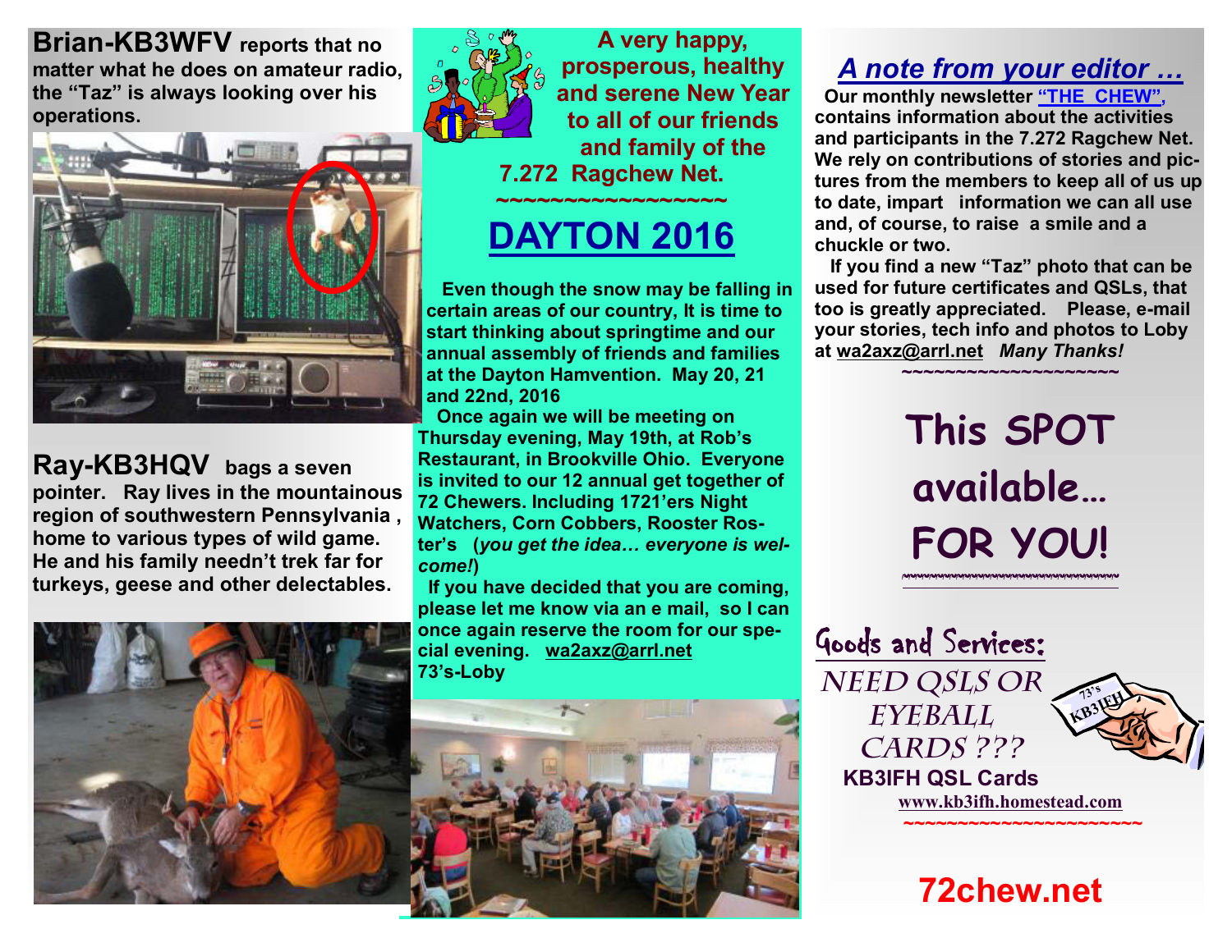**Brian-KB3WFV** reports that no matter what he does on amateur radio, the "Taz" is always looking over his operations.

**Ray-KB3HQV** bags a seven pointer. Ray lives in the mountainous region of southwestern Pennsylvania , home to various types of wild game. He and his family needn't trek far for turkeys, geese and other delectables.

**A very happy, prosperous, healthy and serene New Year to all of our friends and family of the 7.272 Ragchew Net.**

~~~~~~~~~~~~~~~~~~

## DAYTON 2016

Even though the snow may be falling in certain areas of our country, It is time to start thinking about springtime and our annual assembly of friends and families at the Dayton Hamvention. May 20, 21 and 22nd, 2016

Once again we will be meeting on Thursday evening, May 19th, at Rob's Restaurant, in Brookville Ohio. Everyone is invited to our 12 annual get together of 72 Chewers. Including 1721'ers Night Watchers, Corn Cobbers, Rooster Roster's (*you get the idea… everyone is welcome!*)

If you have decided that you are coming, please let me know via an e mail, so I can once again reserve the room for our special evening. wa2axz@arrl.net
73's-Loby

## *A note from your editor …*

Our monthly newsletter **"THE CHEW"**, contains information about the activities and participants in the 7.272 Ragchew Net. We rely on contributions of stories and pictures from the members to keep all of us up to date, impart information we can all use and, of course, to raise a smile and a chuckle or two.

If you find a new "Taz" photo that can be used for future certificates and QSLs, that too is greatly appreciated. Please, e-mail your stories, tech info and photos to Loby at wa2axz@arrl.net *Many Thanks!*

~~~~~~~~~~~~~~~~~~~~

**This SPOT available… FOR YOU!**

Goods and Services:

*NEED QSLS OR EYEBALL CARDS ???*

**KB3IFH QSL Cards**

www.kb3ifh.homestead.com

~~~~~~~~~~~~~~~~~~~~~~

**72chew.net**